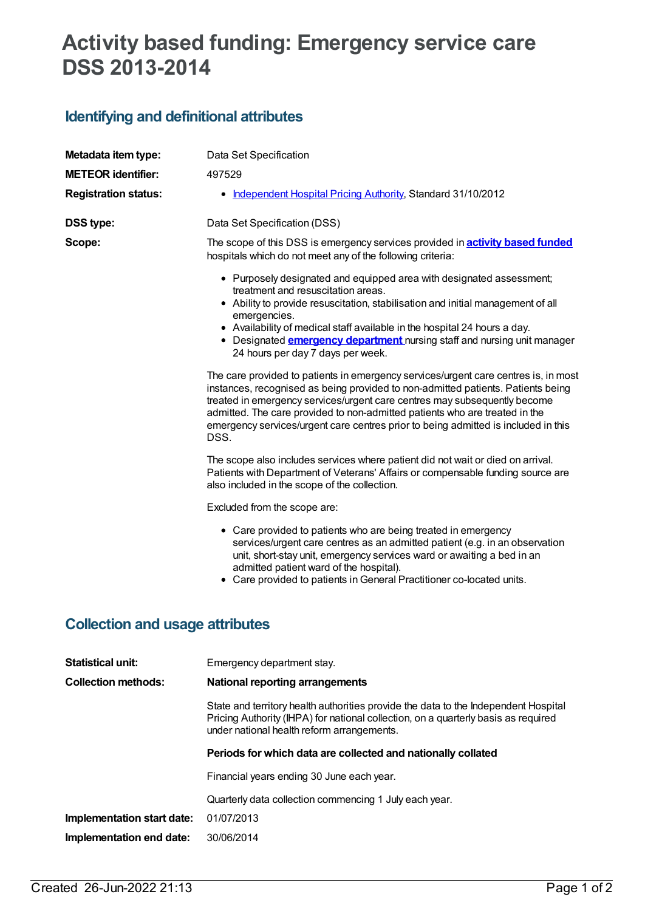# Activity based funding: Emergency service care DSS 2013-2014

## Identifying and definitional attributes

**Metadata item type:** Data Set Specification

**METEOR identifier:** 497529

**Registration status:**

- Independent Hospital Pricing Authority, Standard 31/10/2012

**DSS type:** Data Set Specification (DSS)

**Scope:** The scope of this DSS is emergency services provided in **activity based funded** hospitals which do not meet any of the following criteria:

- Purposely designated and equipped area with designated assessment; treatment and resuscitation areas.
- Ability to provide resuscitation, stabilisation and initial management of all emergencies.
- Availability of medical staff available in the hospital 24 hours a day.
- Designated **emergency department** nursing staff and nursing unit manager 24 hours per day 7 days per week.

The care provided to patients in emergency services/urgent care centres is, in most instances, recognised as being provided to non-admitted patients. Patients being treated in emergency services/urgent care centres may subsequently become admitted. The care provided to non-admitted patients who are treated in the emergency services/urgent care centres prior to being admitted is included in this DSS.

The scope also includes services where patient did not wait or died on arrival. Patients with Department of Veterans' Affairs or compensable funding source are also included in the scope of the collection.

Excluded from the scope are:

- Care provided to patients who are being treated in emergency services/urgent care centres as an admitted patient (e.g. in an observation unit, short-stay unit, emergency services ward or awaiting a bed in an admitted patient ward of the hospital).
- Care provided to patients in General Practitioner co-located units.

## Collection and usage attributes

**Statistical unit:** Emergency department stay.

**Collection methods:**

**National reporting arrangements**

State and territory health authorities provide the data to the Independent Hospital Pricing Authority (IHPA) for national collection, on a quarterly basis as required under national health reform arrangements.

**Periods for which data are collected and nationally collated**

Financial years ending 30 June each year.

Quarterly data collection commencing 1 July each year.

**Implementation start date:** 01/07/2013

**Implementation end date:** 30/06/2014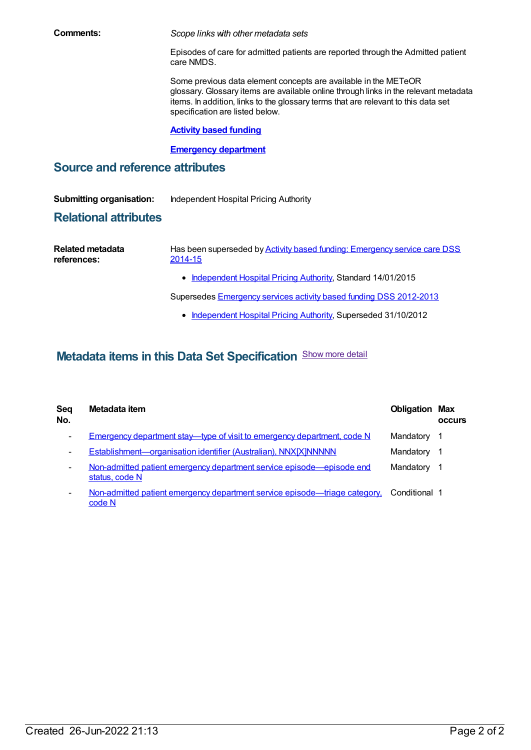**Comments:**

*Scope links with other metadata sets*

Episodes of care for admitted patients are reported through the Admitted patient care NMDS.

Some previous data element concepts are available in the METeOR glossary. Glossary items are available online through links in the relevant metadata items. In addition, links to the glossary terms that are relevant to this data set specification are listed below.

**Activity based funding**

**Emergency department**

## Source and reference attributes

**Submitting organisation:** Independent Hospital Pricing Authority

## Relational attributes

**Related metadata references:**

Has been superseded by Activity based funding: Emergency service care DSS 2014-15

- Independent Hospital Pricing Authority, Standard 14/01/2015

Supersedes Emergency services activity based funding DSS 2012-2013

- Independent Hospital Pricing Authority, Superseded 31/10/2012

## Metadata items in this Data Set Specification

Show more detail

| Seq No. | Metadata item | Obligation | Max occurs |
|---|---|---|---|
| - | Emergency department stay—type of visit to emergency department, code N | Mandatory | 1 |
| - | Establishment—organisation identifier (Australian), NNX[X]NNNNN | Mandatory | 1 |
| - | Non-admitted patient emergency department service episode—episode end status, code N | Mandatory | 1 |
| - | Non-admitted patient emergency department service episode—triage category, code N | Conditional | 1 |